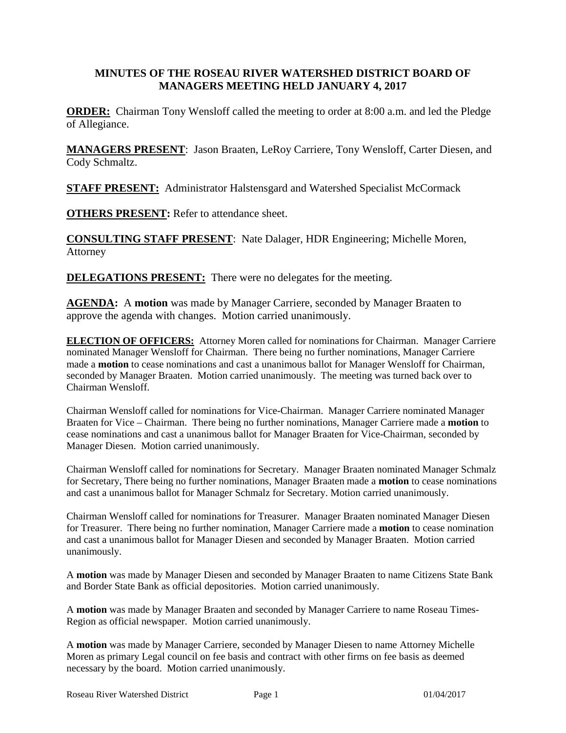# MINUTES OF THE ROSEAU RIVER WATERSHED DISTRICT BOARD OF MANAGERS MEETING HELD JANUARY 4, 2017

**ORDER:** Chairman Tony Wensloff called the meeting to order at 8:00 a.m. and led the Pledge of Allegiance.

**MANAGERS PRESENT**: Jason Braaten, LeRoy Carriere, Tony Wensloff, Carter Diesen, and Cody Schmaltz.

**STAFF PRESENT:** Administrator Halstensgard and Watershed Specialist McCormack

**OTHERS PRESENT:** Refer to attendance sheet.

**CONSULTING STAFF PRESENT**: Nate Dalager, HDR Engineering; Michelle Moren, Attorney

**DELEGATIONS PRESENT:** There were no delegates for the meeting.

**AGENDA:** A **motion** was made by Manager Carriere, seconded by Manager Braaten to approve the agenda with changes. Motion carried unanimously.

**ELECTION OF OFFICERS:** Attorney Moren called for nominations for Chairman. Manager Carriere nominated Manager Wensloff for Chairman. There being no further nominations, Manager Carriere made a **motion** to cease nominations and cast a unanimous ballot for Manager Wensloff for Chairman, seconded by Manager Braaten. Motion carried unanimously. The meeting was turned back over to Chairman Wensloff.

Chairman Wensloff called for nominations for Vice-Chairman. Manager Carriere nominated Manager Braaten for Vice – Chairman. There being no further nominations, Manager Carriere made a **motion** to cease nominations and cast a unanimous ballot for Manager Braaten for Vice-Chairman, seconded by Manager Diesen. Motion carried unanimously.

Chairman Wensloff called for nominations for Secretary. Manager Braaten nominated Manager Schmalz for Secretary, There being no further nominations, Manager Braaten made a **motion** to cease nominations and cast a unanimous ballot for Manager Schmalz for Secretary. Motion carried unanimously.

Chairman Wensloff called for nominations for Treasurer. Manager Braaten nominated Manager Diesen for Treasurer. There being no further nomination, Manager Carriere made a **motion** to cease nomination and cast a unanimous ballot for Manager Diesen and seconded by Manager Braaten. Motion carried unanimously.

A **motion** was made by Manager Diesen and seconded by Manager Braaten to name Citizens State Bank and Border State Bank as official depositories. Motion carried unanimously.

A **motion** was made by Manager Braaten and seconded by Manager Carriere to name Roseau Times-Region as official newspaper. Motion carried unanimously.

A **motion** was made by Manager Carriere, seconded by Manager Diesen to name Attorney Michelle Moren as primary Legal council on fee basis and contract with other firms on fee basis as deemed necessary by the board. Motion carried unanimously.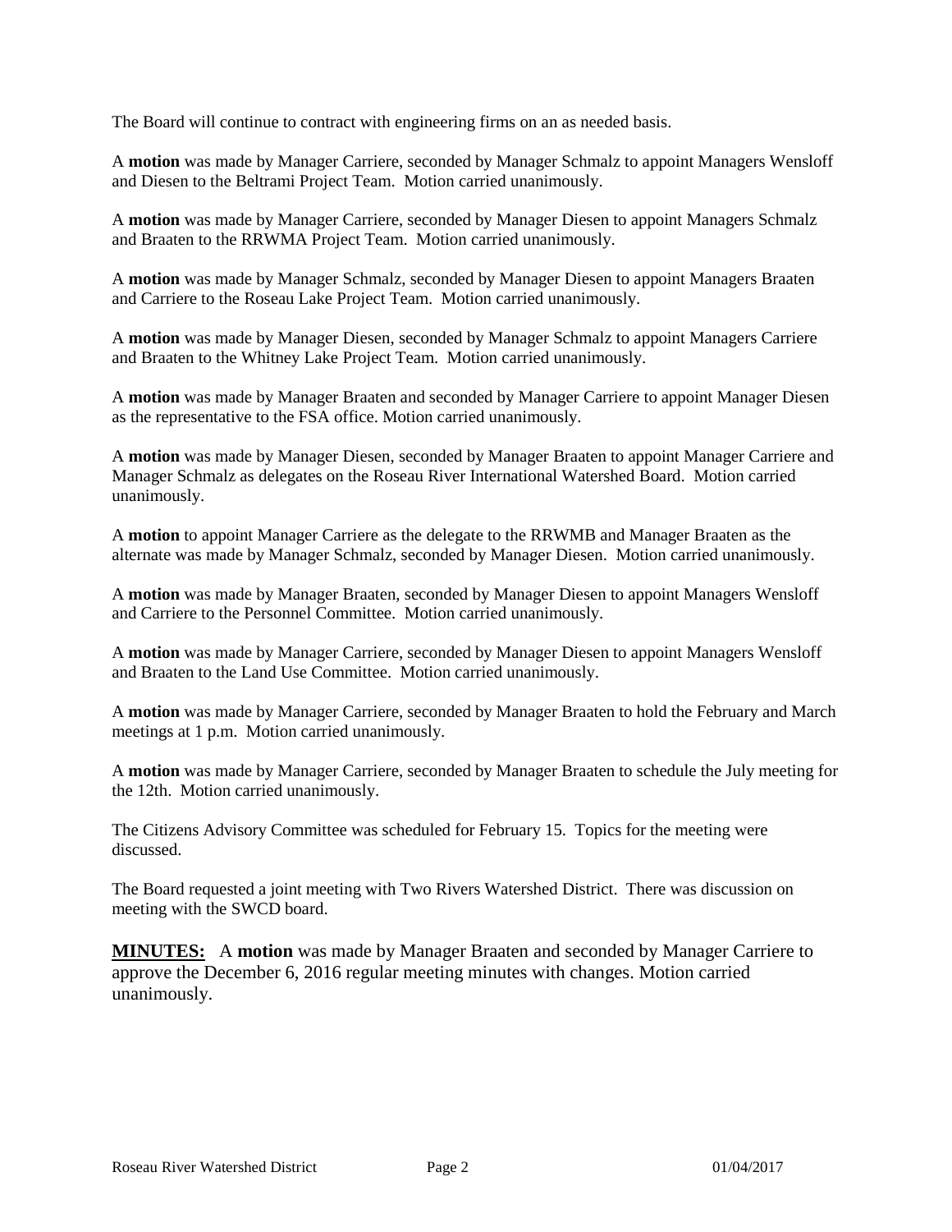The Board will continue to contract with engineering firms on an as needed basis.

A **motion** was made by Manager Carriere, seconded by Manager Schmalz to appoint Managers Wensloff and Diesen to the Beltrami Project Team. Motion carried unanimously.

A **motion** was made by Manager Carriere, seconded by Manager Diesen to appoint Managers Schmalz and Braaten to the RRWMA Project Team. Motion carried unanimously.

A **motion** was made by Manager Schmalz, seconded by Manager Diesen to appoint Managers Braaten and Carriere to the Roseau Lake Project Team. Motion carried unanimously.

A **motion** was made by Manager Diesen, seconded by Manager Schmalz to appoint Managers Carriere and Braaten to the Whitney Lake Project Team. Motion carried unanimously.

A **motion** was made by Manager Braaten and seconded by Manager Carriere to appoint Manager Diesen as the representative to the FSA office. Motion carried unanimously.

A **motion** was made by Manager Diesen, seconded by Manager Braaten to appoint Manager Carriere and Manager Schmalz as delegates on the Roseau River International Watershed Board. Motion carried unanimously.

A **motion** to appoint Manager Carriere as the delegate to the RRWMB and Manager Braaten as the alternate was made by Manager Schmalz, seconded by Manager Diesen. Motion carried unanimously.

A **motion** was made by Manager Braaten, seconded by Manager Diesen to appoint Managers Wensloff and Carriere to the Personnel Committee. Motion carried unanimously.

A **motion** was made by Manager Carriere, seconded by Manager Diesen to appoint Managers Wensloff and Braaten to the Land Use Committee. Motion carried unanimously.

A **motion** was made by Manager Carriere, seconded by Manager Braaten to hold the February and March meetings at 1 p.m. Motion carried unanimously.

A **motion** was made by Manager Carriere, seconded by Manager Braaten to schedule the July meeting for the 12th. Motion carried unanimously.

The Citizens Advisory Committee was scheduled for February 15. Topics for the meeting were discussed.

The Board requested a joint meeting with Two Rivers Watershed District. There was discussion on meeting with the SWCD board.

**MINUTES:** A **motion** was made by Manager Braaten and seconded by Manager Carriere to approve the December 6, 2016 regular meeting minutes with changes. Motion carried unanimously.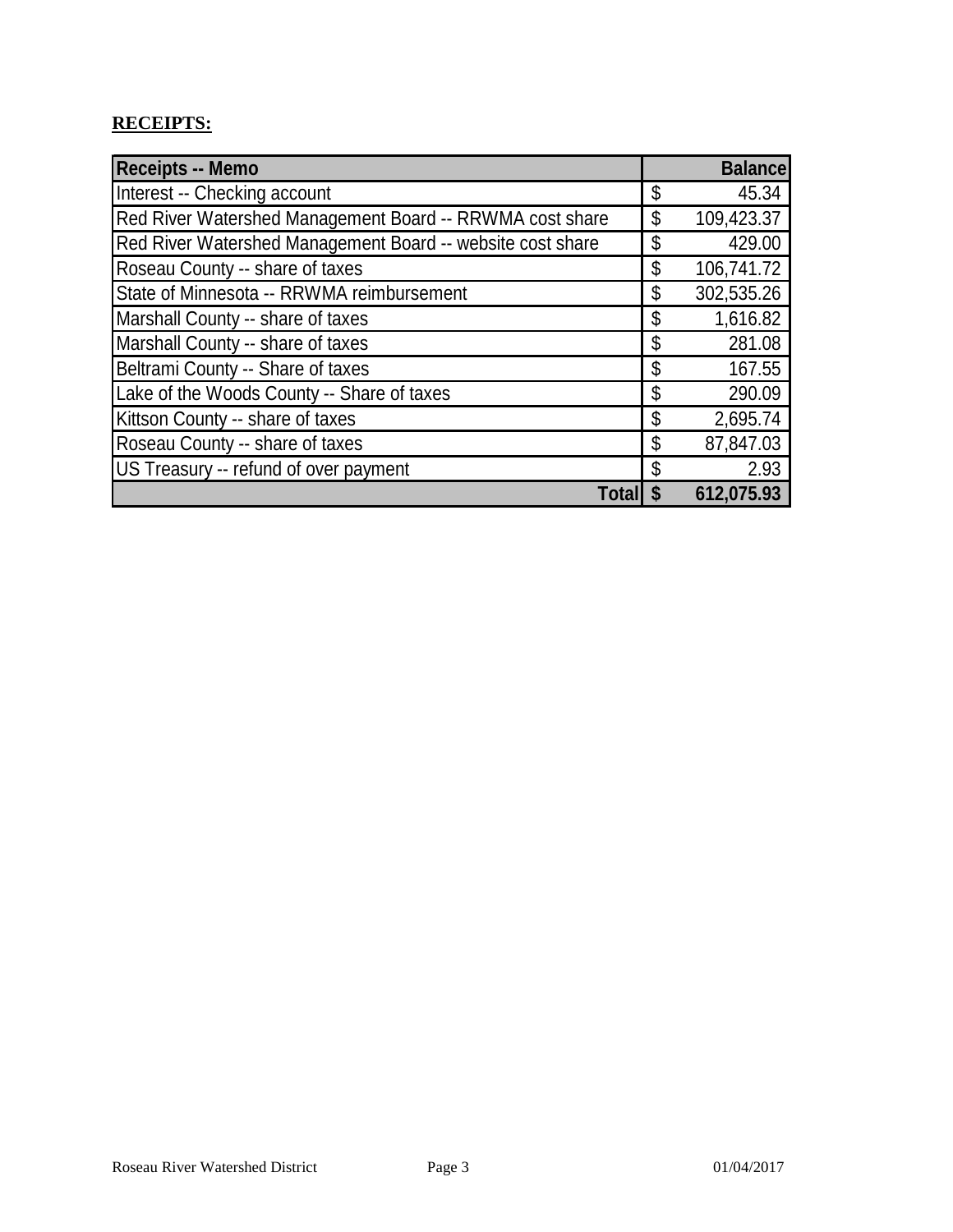**RECEIPTS:**

| Receipts -- Memo | Balance |
|---|---|
| Interest -- Checking account | $ 45.34 |
| Red River Watershed Management Board -- RRWMA cost share | $ 109,423.37 |
| Red River Watershed Management Board -- website cost share | $ 429.00 |
| Roseau County -- share of taxes | $ 106,741.72 |
| State of Minnesota -- RRWMA reimbursement | $ 302,535.26 |
| Marshall County -- share of taxes | $ 1,616.82 |
| Marshall County -- share of taxes | $ 281.08 |
| Beltrami County -- Share of taxes | $ 167.55 |
| Lake of the Woods County -- Share of taxes | $ 290.09 |
| Kittson County -- share of taxes | $ 2,695.74 |
| Roseau County -- share of taxes | $ 87,847.03 |
| US Treasury -- refund of over payment | $ 2.93 |
| **Total** | **$ 612,075.93** |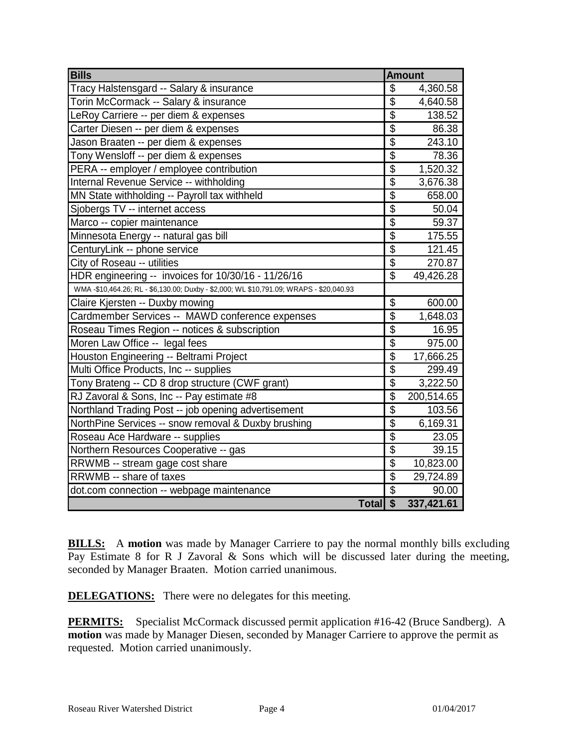| Bills | Amount |
| --- | --- |
| Tracy Halstensgard -- Salary & insurance | $ 4,360.58 |
| Torin McCormack -- Salary & insurance | $ 4,640.58 |
| LeRoy Carriere -- per diem & expenses | $ 138.52 |
| Carter Diesen -- per diem & expenses | $ 86.38 |
| Jason Braaten -- per diem & expenses | $ 243.10 |
| Tony Wensloff -- per diem & expenses | $ 78.36 |
| PERA -- employer / employee contribution | $ 1,520.32 |
| Internal Revenue Service -- withholding | $ 3,676.38 |
| MN State withholding -- Payroll tax withheld | $ 658.00 |
| Sjobergs TV -- internet access | $ 50.04 |
| Marco -- copier maintenance | $ 59.37 |
| Minnesota Energy -- natural gas bill | $ 175.55 |
| CenturyLink -- phone service | $ 121.45 |
| City of Roseau -- utilities | $ 270.87 |
| HDR engineering -- invoices for 10/30/16 - 11/26/16 | $ 49,426.28 |
| WMA -$10,464.26; RL - $6,130.00; Duxby - $2,000; WL $10,791.09; WRAPS - $20,040.93 | |
| Claire Kjersten -- Duxby mowing | $ 600.00 |
| Cardmember Services -- MAWD conference expenses | $ 1,648.03 |
| Roseau Times Region -- notices & subscription | $ 16.95 |
| Moren Law Office -- legal fees | $ 975.00 |
| Houston Engineering -- Beltrami Project | $ 17,666.25 |
| Multi Office Products, Inc -- supplies | $ 299.49 |
| Tony Brateng -- CD 8 drop structure (CWF grant) | $ 3,222.50 |
| RJ Zavoral & Sons, Inc -- Pay estimate #8 | $ 200,514.65 |
| Northland Trading Post -- job opening advertisement | $ 103.56 |
| NorthPine Services -- snow removal & Duxby brushing | $ 6,169.31 |
| Roseau Ace Hardware -- supplies | $ 23.05 |
| Northern Resources Cooperative -- gas | $ 39.15 |
| RRWMB -- stream gage cost share | $ 10,823.00 |
| RRWMB -- share of taxes | $ 29,724.89 |
| dot.com connection -- webpage maintenance | $ 90.00 |
| **Total** | **$ 337,421.61** |

**BILLS:** A **motion** was made by Manager Carriere to pay the normal monthly bills excluding Pay Estimate 8 for R J Zavoral & Sons which will be discussed later during the meeting, seconded by Manager Braaten. Motion carried unanimous.

**DELEGATIONS:** There were no delegates for this meeting.

**PERMITS:** Specialist McCormack discussed permit application #16-42 (Bruce Sandberg). A **motion** was made by Manager Diesen, seconded by Manager Carriere to approve the permit as requested. Motion carried unanimously.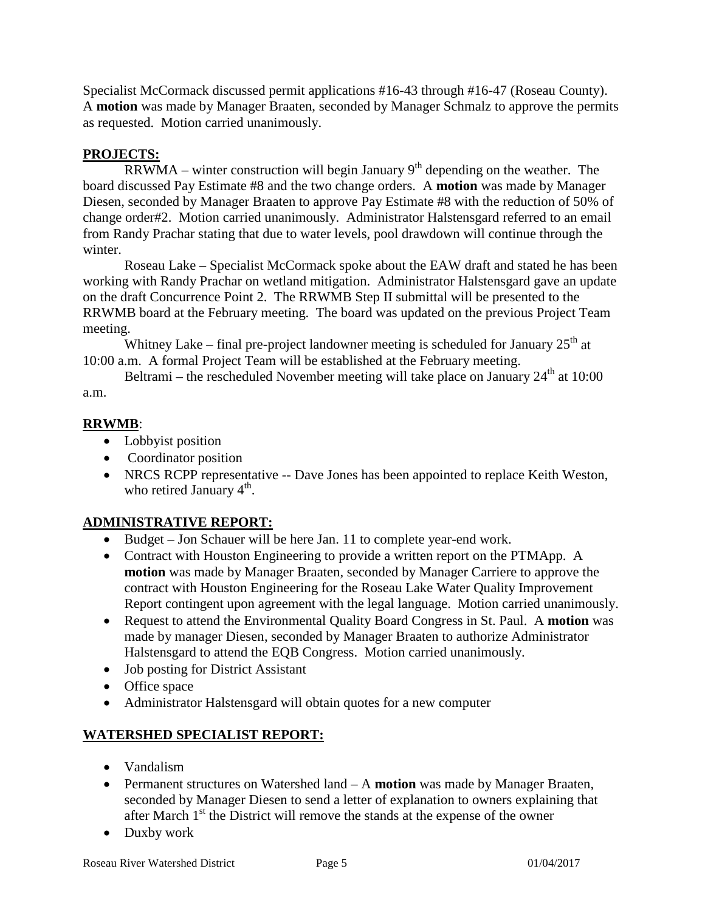Specialist McCormack discussed permit applications #16-43 through #16-47 (Roseau County). A **motion** was made by Manager Braaten, seconded by Manager Schmalz to approve the permits as requested. Motion carried unanimously.

## PROJECTS:

RRWMA – winter construction will begin January 9th depending on the weather. The board discussed Pay Estimate #8 and the two change orders. A **motion** was made by Manager Diesen, seconded by Manager Braaten to approve Pay Estimate #8 with the reduction of 50% of change order#2. Motion carried unanimously. Administrator Halstensgard referred to an email from Randy Prachar stating that due to water levels, pool drawdown will continue through the winter.

Roseau Lake – Specialist McCormack spoke about the EAW draft and stated he has been working with Randy Prachar on wetland mitigation. Administrator Halstensgard gave an update on the draft Concurrence Point 2. The RRWMB Step II submittal will be presented to the RRWMB board at the February meeting. The board was updated on the previous Project Team meeting.

Whitney Lake – final pre-project landowner meeting is scheduled for January 25th at 10:00 a.m. A formal Project Team will be established at the February meeting.

Beltrami – the rescheduled November meeting will take place on January 24th at 10:00 a.m.

## RRWMB:

- Lobbyist position
- Coordinator position
- NRCS RCPP representative -- Dave Jones has been appointed to replace Keith Weston, who retired January 4th.

## ADMINISTRATIVE REPORT:

- Budget – Jon Schauer will be here Jan. 11 to complete year-end work.
- Contract with Houston Engineering to provide a written report on the PTMApp. A **motion** was made by Manager Braaten, seconded by Manager Carriere to approve the contract with Houston Engineering for the Roseau Lake Water Quality Improvement Report contingent upon agreement with the legal language. Motion carried unanimously.
- Request to attend the Environmental Quality Board Congress in St. Paul. A **motion** was made by manager Diesen, seconded by Manager Braaten to authorize Administrator Halstensgard to attend the EQB Congress. Motion carried unanimously.
- Job posting for District Assistant
- Office space
- Administrator Halstensgard will obtain quotes for a new computer

## WATERSHED SPECIALIST REPORT:

- Vandalism
- Permanent structures on Watershed land – A **motion** was made by Manager Braaten, seconded by Manager Diesen to send a letter of explanation to owners explaining that after March 1st the District will remove the stands at the expense of the owner
- Duxby work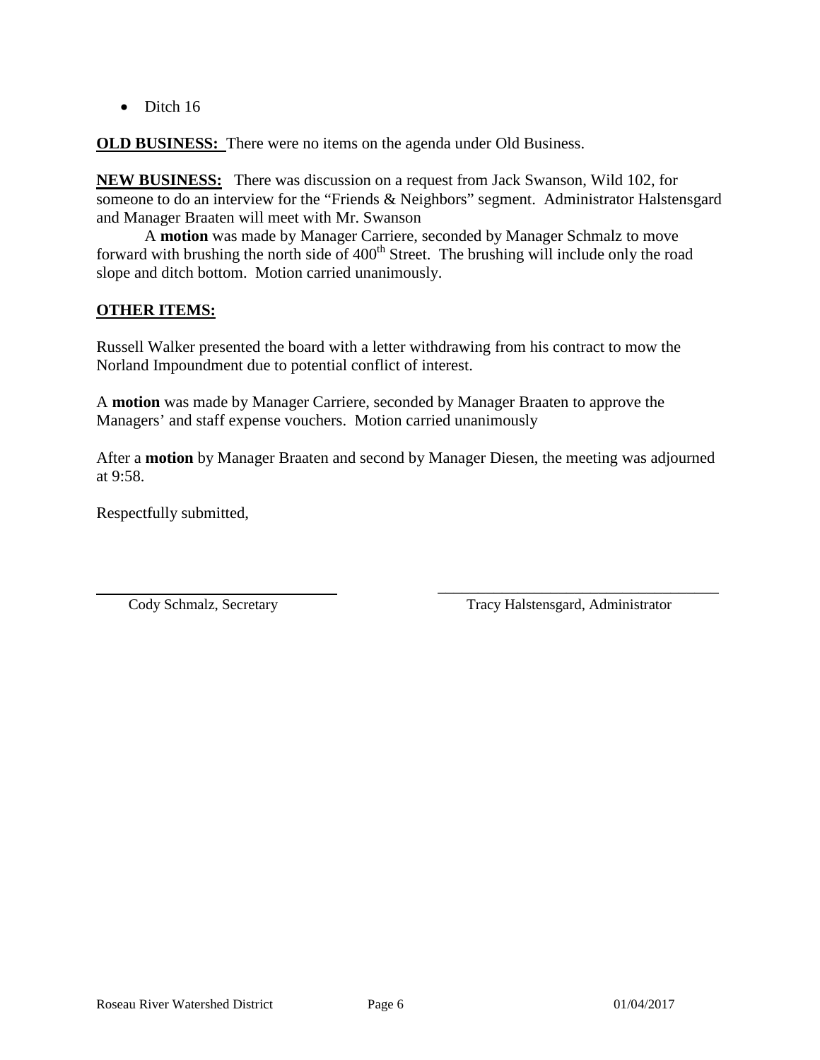- Ditch 16

**OLD BUSINESS:** There were no items on the agenda under Old Business.

**NEW BUSINESS:** There was discussion on a request from Jack Swanson, Wild 102, for someone to do an interview for the "Friends & Neighbors" segment. Administrator Halstensgard and Manager Braaten will meet with Mr. Swanson

A **motion** was made by Manager Carriere, seconded by Manager Schmalz to move forward with brushing the north side of 400th Street. The brushing will include only the road slope and ditch bottom. Motion carried unanimously.

**OTHER ITEMS:**

Russell Walker presented the board with a letter withdrawing from his contract to mow the Norland Impoundment due to potential conflict of interest.

A **motion** was made by Manager Carriere, seconded by Manager Braaten to approve the Managers' and staff expense vouchers. Motion carried unanimously

After a **motion** by Manager Braaten and second by Manager Diesen, the meeting was adjourned at 9:58.

Respectfully submitted,

Cody Schmalz, Secretary

Tracy Halstensgard, Administrator